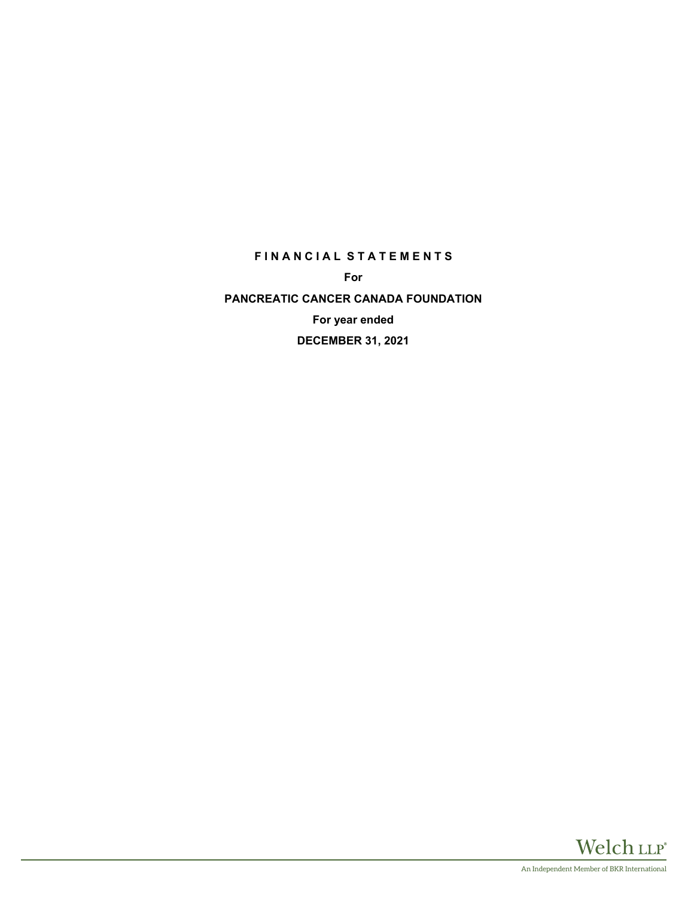# FINANCIAL STATEMENTS

**For**

**PANCREATIC CANCER CANADA FOUNDATION**

**For year ended**

**DECEMBER 31, 2021**

Welch LLP®

An Independent Member of BKR International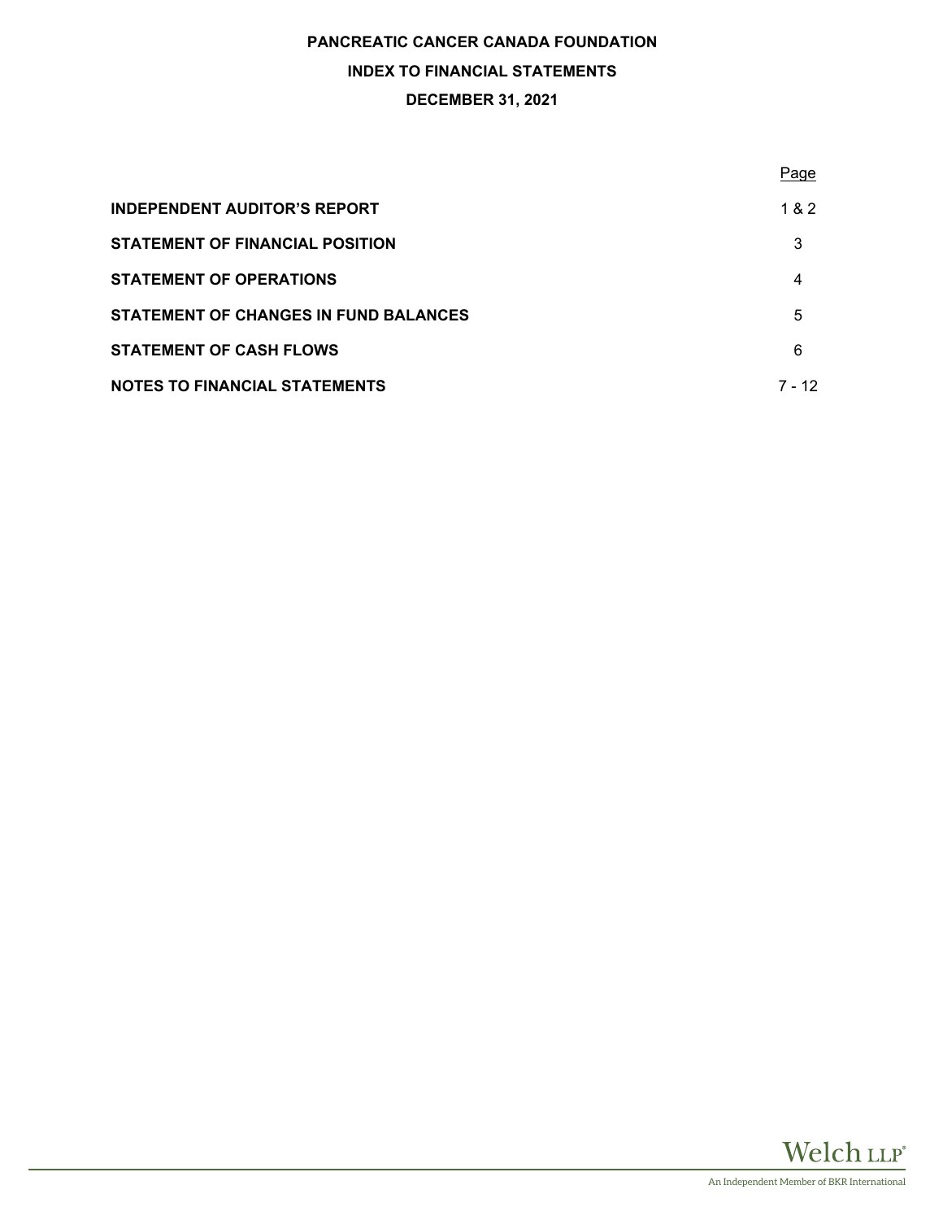# PANCREATIC CANCER CANADA FOUNDATION

## INDEX TO FINANCIAL STATEMENTS

## DECEMBER 31, 2021

| | Page |
|---|---|
| **INDEPENDENT AUDITOR'S REPORT** | 1 & 2 |
| **STATEMENT OF FINANCIAL POSITION** | 3 |
| **STATEMENT OF OPERATIONS** | 4 |
| **STATEMENT OF CHANGES IN FUND BALANCES** | 5 |
| **STATEMENT OF CASH FLOWS** | 6 |
| **NOTES TO FINANCIAL STATEMENTS** | 7 - 12 |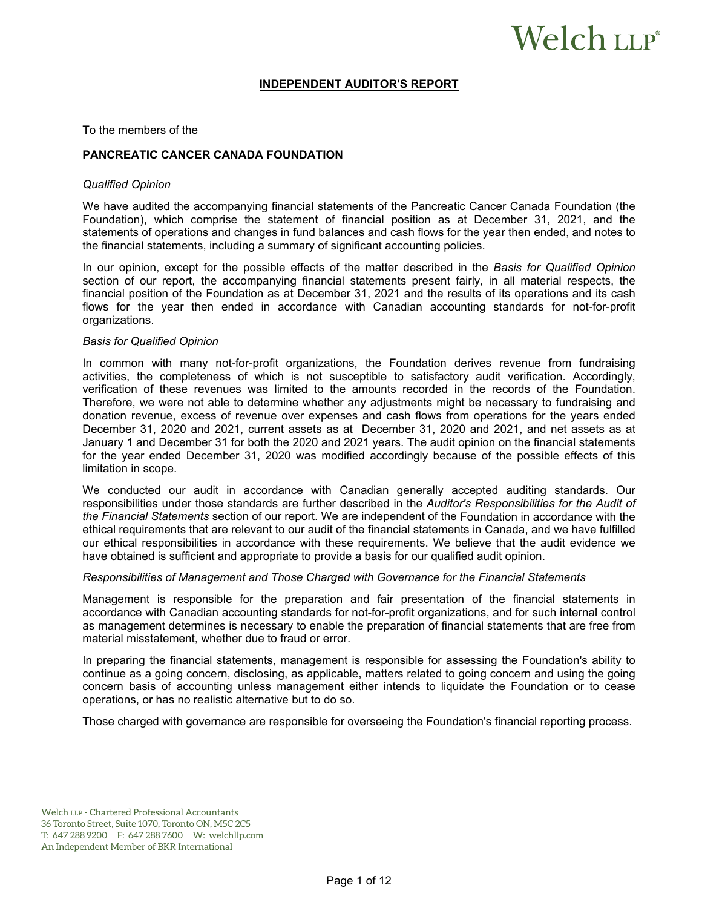# INDEPENDENT AUDITOR'S REPORT

To the members of the

**PANCREATIC CANCER CANADA FOUNDATION**

*Qualified Opinion*

We have audited the accompanying financial statements of the Pancreatic Cancer Canada Foundation (the Foundation), which comprise the statement of financial position as at December 31, 2021, and the statements of operations and changes in fund balances and cash flows for the year then ended, and notes to the financial statements, including a summary of significant accounting policies.

In our opinion, except for the possible effects of the matter described in the *Basis for Qualified Opinion* section of our report, the accompanying financial statements present fairly, in all material respects, the financial position of the Foundation as at December 31, 2021 and the results of its operations and its cash flows for the year then ended in accordance with Canadian accounting standards for not-for-profit organizations.

*Basis for Qualified Opinion*

In common with many not-for-profit organizations, the Foundation derives revenue from fundraising activities, the completeness of which is not susceptible to satisfactory audit verification. Accordingly, verification of these revenues was limited to the amounts recorded in the records of the Foundation. Therefore, we were not able to determine whether any adjustments might be necessary to fundraising and donation revenue, excess of revenue over expenses and cash flows from operations for the years ended December 31, 2020 and 2021, current assets as at December 31, 2020 and 2021, and net assets as at January 1 and December 31 for both the 2020 and 2021 years. The audit opinion on the financial statements for the year ended December 31, 2020 was modified accordingly because of the possible effects of this limitation in scope.

We conducted our audit in accordance with Canadian generally accepted auditing standards. Our responsibilities under those standards are further described in the *Auditor's Responsibilities for the Audit of the Financial Statements* section of our report. We are independent of the Foundation in accordance with the ethical requirements that are relevant to our audit of the financial statements in Canada, and we have fulfilled our ethical responsibilities in accordance with these requirements. We believe that the audit evidence we have obtained is sufficient and appropriate to provide a basis for our qualified audit opinion.

*Responsibilities of Management and Those Charged with Governance for the Financial Statements*

Management is responsible for the preparation and fair presentation of the financial statements in accordance with Canadian accounting standards for not-for-profit organizations, and for such internal control as management determines is necessary to enable the preparation of financial statements that are free from material misstatement, whether due to fraud or error.

In preparing the financial statements, management is responsible for assessing the Foundation's ability to continue as a going concern, disclosing, as applicable, matters related to going concern and using the going concern basis of accounting unless management either intends to liquidate the Foundation or to cease operations, or has no realistic alternative but to do so.

Those charged with governance are responsible for overseeing the Foundation's financial reporting process.

Welch LLP - Chartered Professional Accountants
36 Toronto Street, Suite 1070, Toronto ON, M5C 2C5
T: 647 288 9200 F: 647 288 7600 W: welchllp.com
An Independent Member of BKR International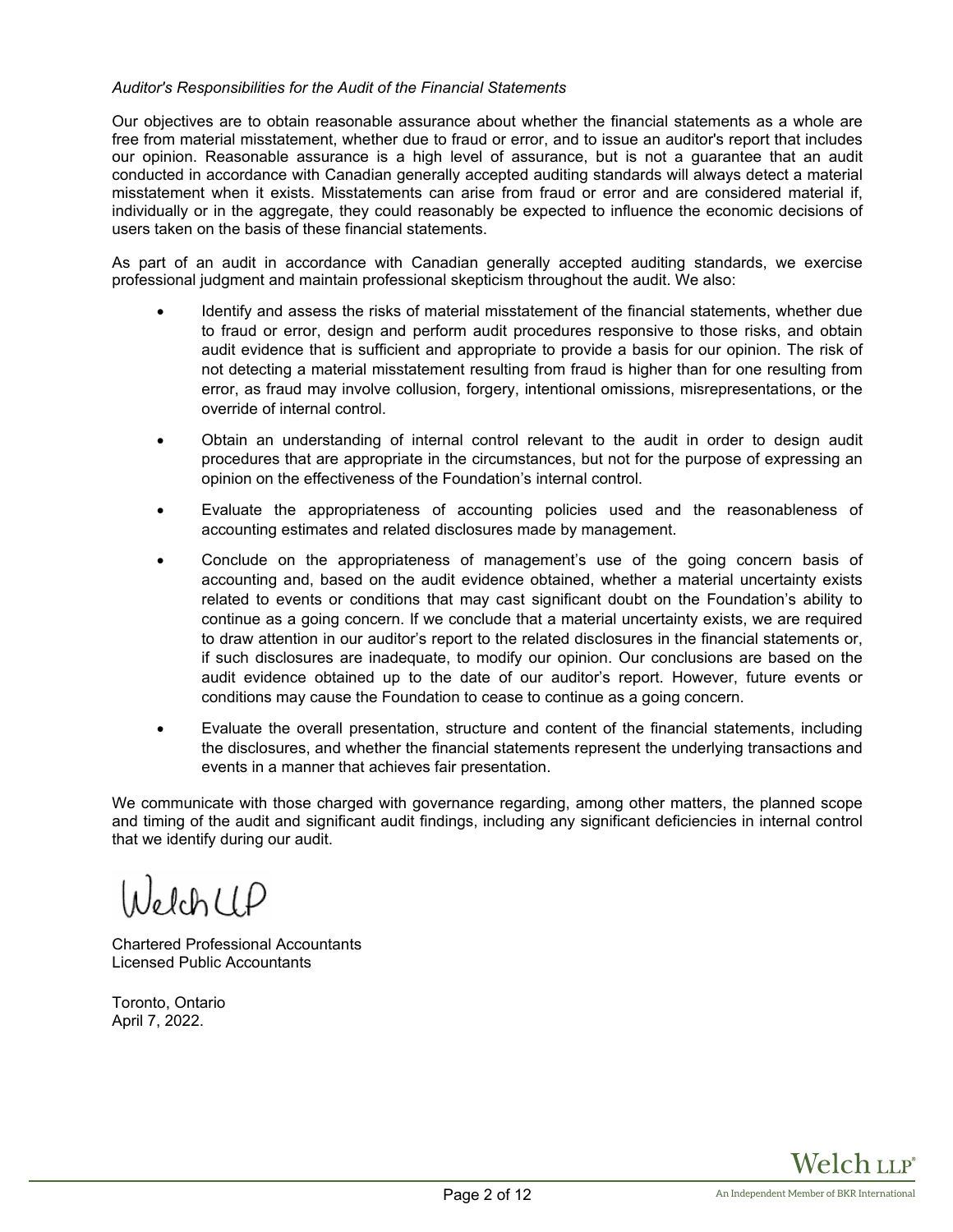*Auditor's Responsibilities for the Audit of the Financial Statements*

Our objectives are to obtain reasonable assurance about whether the financial statements as a whole are free from material misstatement, whether due to fraud or error, and to issue an auditor's report that includes our opinion. Reasonable assurance is a high level of assurance, but is not a guarantee that an audit conducted in accordance with Canadian generally accepted auditing standards will always detect a material misstatement when it exists. Misstatements can arise from fraud or error and are considered material if, individually or in the aggregate, they could reasonably be expected to influence the economic decisions of users taken on the basis of these financial statements.

As part of an audit in accordance with Canadian generally accepted auditing standards, we exercise professional judgment and maintain professional skepticism throughout the audit. We also:

- Identify and assess the risks of material misstatement of the financial statements, whether due to fraud or error, design and perform audit procedures responsive to those risks, and obtain audit evidence that is sufficient and appropriate to provide a basis for our opinion. The risk of not detecting a material misstatement resulting from fraud is higher than for one resulting from error, as fraud may involve collusion, forgery, intentional omissions, misrepresentations, or the override of internal control.

- Obtain an understanding of internal control relevant to the audit in order to design audit procedures that are appropriate in the circumstances, but not for the purpose of expressing an opinion on the effectiveness of the Foundation's internal control.

- Evaluate the appropriateness of accounting policies used and the reasonableness of accounting estimates and related disclosures made by management.

- Conclude on the appropriateness of management's use of the going concern basis of accounting and, based on the audit evidence obtained, whether a material uncertainty exists related to events or conditions that may cast significant doubt on the Foundation's ability to continue as a going concern. If we conclude that a material uncertainty exists, we are required to draw attention in our auditor's report to the related disclosures in the financial statements or, if such disclosures are inadequate, to modify our opinion. Our conclusions are based on the audit evidence obtained up to the date of our auditor's report. However, future events or conditions may cause the Foundation to cease to continue as a going concern.

- Evaluate the overall presentation, structure and content of the financial statements, including the disclosures, and whether the financial statements represent the underlying transactions and events in a manner that achieves fair presentation.

We communicate with those charged with governance regarding, among other matters, the planned scope and timing of the audit and significant audit findings, including any significant deficiencies in internal control that we identify during our audit.

Welch LLP

Chartered Professional Accountants
Licensed Public Accountants

Toronto, Ontario
April 7, 2022.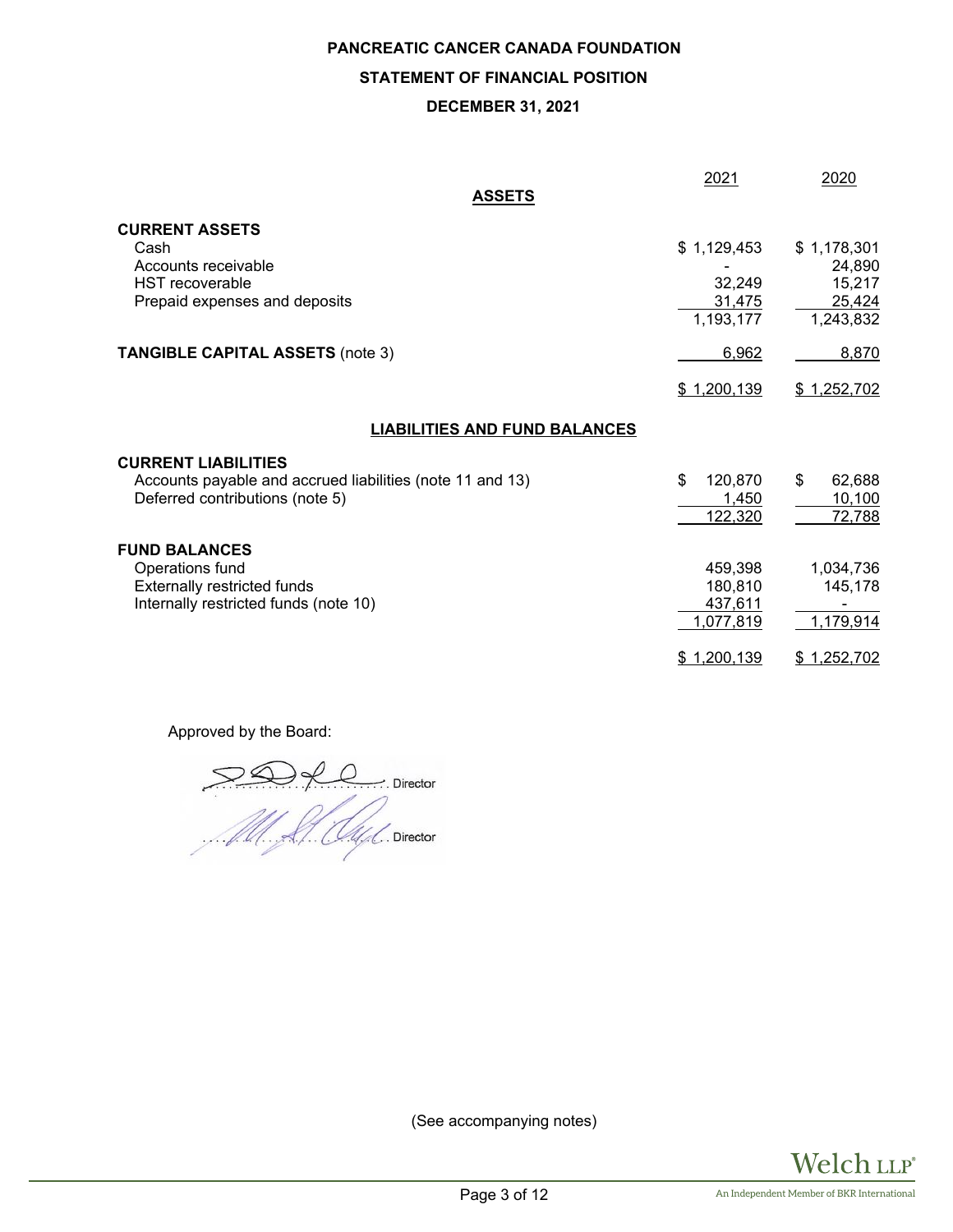# PANCREATIC CANCER CANADA FOUNDATION

## STATEMENT OF FINANCIAL POSITION

### DECEMBER 31, 2021

| | 2021 | 2020 |
|---|---|---|
| **ASSETS** | | |
| **CURRENT ASSETS** | | |
| Cash | $ 1,129,453 | $ 1,178,301 |
| Accounts receivable | - | 24,890 |
| HST recoverable | 32,249 | 15,217 |
| Prepaid expenses and deposits | 31,475 | 25,424 |
| | 1,193,177 | 1,243,832 |
| **TANGIBLE CAPITAL ASSETS** (note 3) | 6,962 | 8,870 |
| | $ 1,200,139 | $ 1,252,702 |
| **LIABILITIES AND FUND BALANCES** | | |
| **CURRENT LIABILITIES** | | |
| Accounts payable and accrued liabilities (note 11 and 13) | $ 120,870 | $ 62,688 |
| Deferred contributions (note 5) | 1,450 | 10,100 |
| | 122,320 | 72,788 |
| **FUND BALANCES** | | |
| Operations fund | 459,398 | 1,034,736 |
| Externally restricted funds | 180,810 | 145,178 |
| Internally restricted funds (note 10) | 437,611 | - |
| | 1,077,819 | 1,179,914 |
| | $ 1,200,139 | $ 1,252,702 |

Approved by the Board:

............................................. Director

............................................. Director

(See accompanying notes)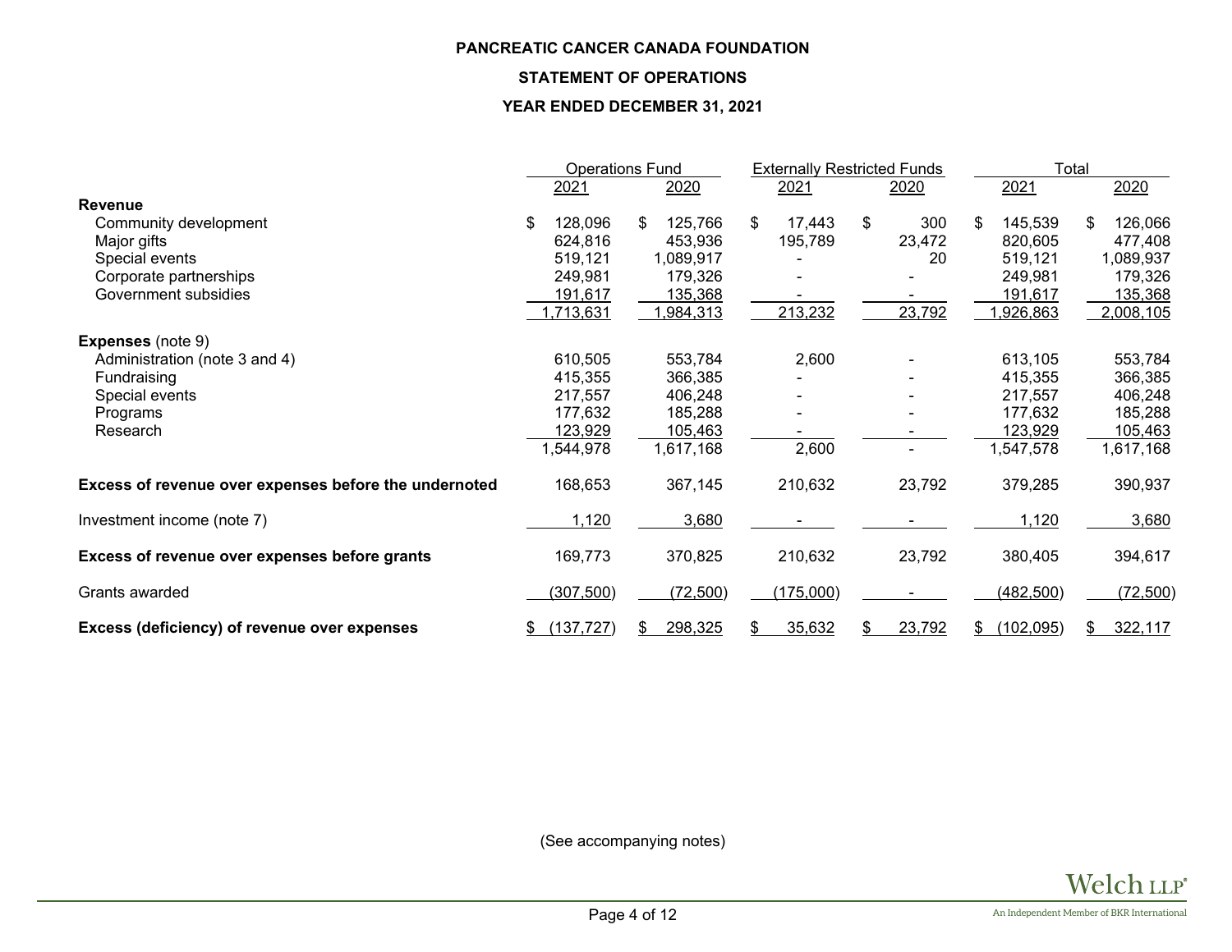# PANCREATIC CANCER CANADA FOUNDATION

## STATEMENT OF OPERATIONS

## YEAR ENDED DECEMBER 31, 2021

| | Operations Fund | | Externally Restricted Funds | | Total | |
|---|---|---|---|---|---|---|
| | 2021 | 2020 | 2021 | 2020 | 2021 | 2020 |
| **Revenue** | | | | | | |
| Community development | $ 128,096 | $ 125,766 | $ 17,443 | $ 300 | $ 145,539 | $ 126,066 |
| Major gifts | 624,816 | 453,936 | 195,789 | 23,472 | 820,605 | 477,408 |
| Special events | 519,121 | 1,089,917 | - | 20 | 519,121 | 1,089,937 |
| Corporate partnerships | 249,981 | 179,326 | - | - | 249,981 | 179,326 |
| Government subsidies | 191,617 | 135,368 | - | - | 191,617 | 135,368 |
| | 1,713,631 | 1,984,313 | 213,232 | 23,792 | 1,926,863 | 2,008,105 |
| **Expenses** (note 9) | | | | | | |
| Administration (note 3 and 4) | 610,505 | 553,784 | 2,600 | - | 613,105 | 553,784 |
| Fundraising | 415,355 | 366,385 | - | - | 415,355 | 366,385 |
| Special events | 217,557 | 406,248 | - | - | 217,557 | 406,248 |
| Programs | 177,632 | 185,288 | - | - | 177,632 | 185,288 |
| Research | 123,929 | 105,463 | - | - | 123,929 | 105,463 |
| | 1,544,978 | 1,617,168 | 2,600 | - | 1,547,578 | 1,617,168 |
| **Excess of revenue over expenses before the undernoted** | 168,653 | 367,145 | 210,632 | 23,792 | 379,285 | 390,937 |
| Investment income (note 7) | 1,120 | 3,680 | - | - | 1,120 | 3,680 |
| **Excess of revenue over expenses before grants** | 169,773 | 370,825 | 210,632 | 23,792 | 380,405 | 394,617 |
| Grants awarded | (307,500) | (72,500) | (175,000) | - | (482,500) | (72,500) |
| **Excess (deficiency) of revenue over expenses** | $ (137,727) | $ 298,325 | $ 35,632 | $ 23,792 | $ (102,095) | $ 322,117 |

(See accompanying notes)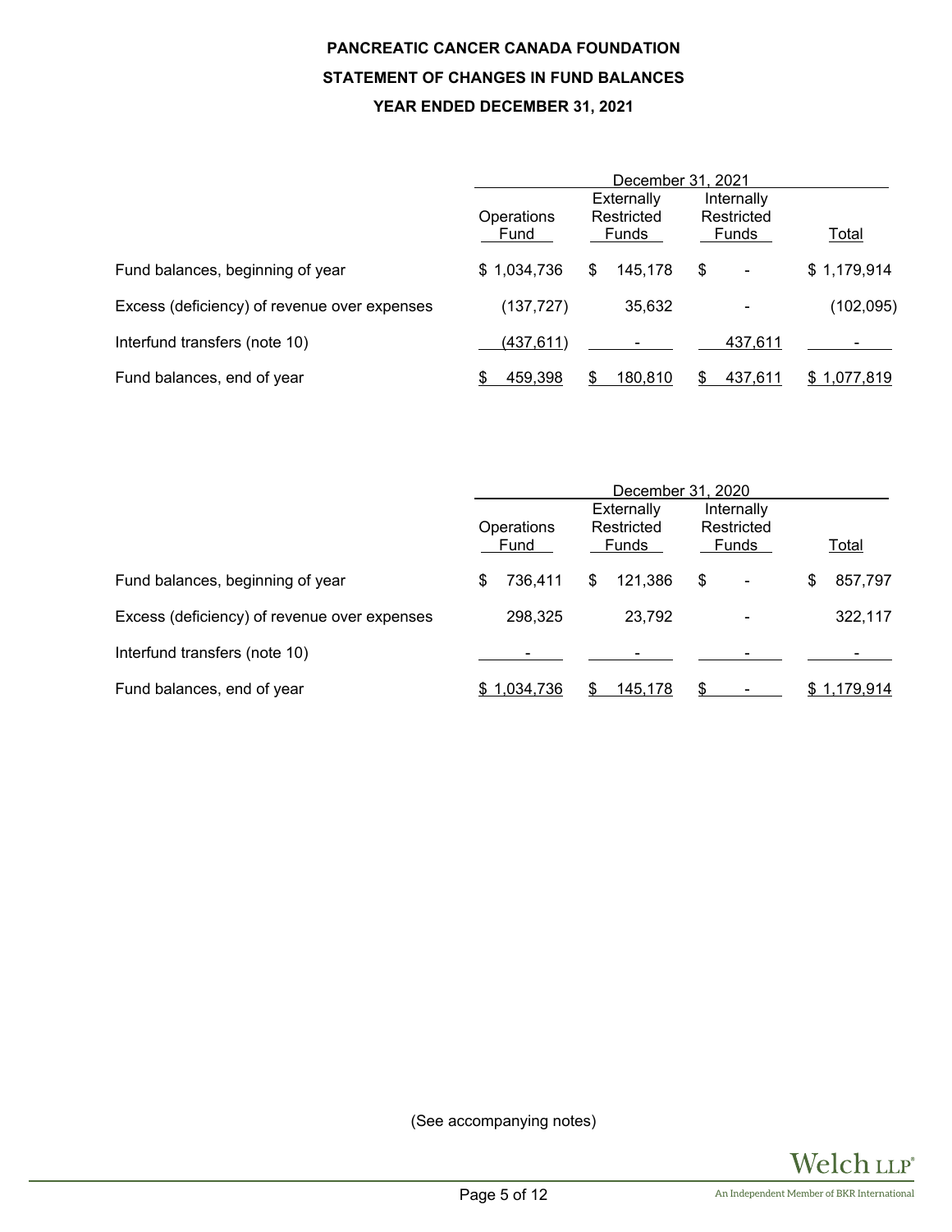# PANCREATIC CANCER CANADA FOUNDATION

## STATEMENT OF CHANGES IN FUND BALANCES

### YEAR ENDED DECEMBER 31, 2021

| | December 31, 2021 | | | |
|---|---|---|---|---|
| | Operations Fund | Externally Restricted Funds | Internally Restricted Funds | Total |
| Fund balances, beginning of year | $ 1,034,736 | $ 145,178 | $ - | $ 1,179,914 |
| Excess (deficiency) of revenue over expenses | (137,727) | 35,632 | - | (102,095) |
| Interfund transfers (note 10) | (437,611) | - | 437,611 | - |
| Fund balances, end of year | $ 459,398 | $ 180,810 | $ 437,611 | $ 1,077,819 |

| | December 31, 2020 | | | |
|---|---|---|---|---|
| | Operations Fund | Externally Restricted Funds | Internally Restricted Funds | Total |
| Fund balances, beginning of year | $ 736,411 | $ 121,386 | $ - | $ 857,797 |
| Excess (deficiency) of revenue over expenses | 298,325 | 23,792 | - | 322,117 |
| Interfund transfers (note 10) | - | - | - | - |
| Fund balances, end of year | $ 1,034,736 | $ 145,178 | $ - | $ 1,179,914 |

(See accompanying notes)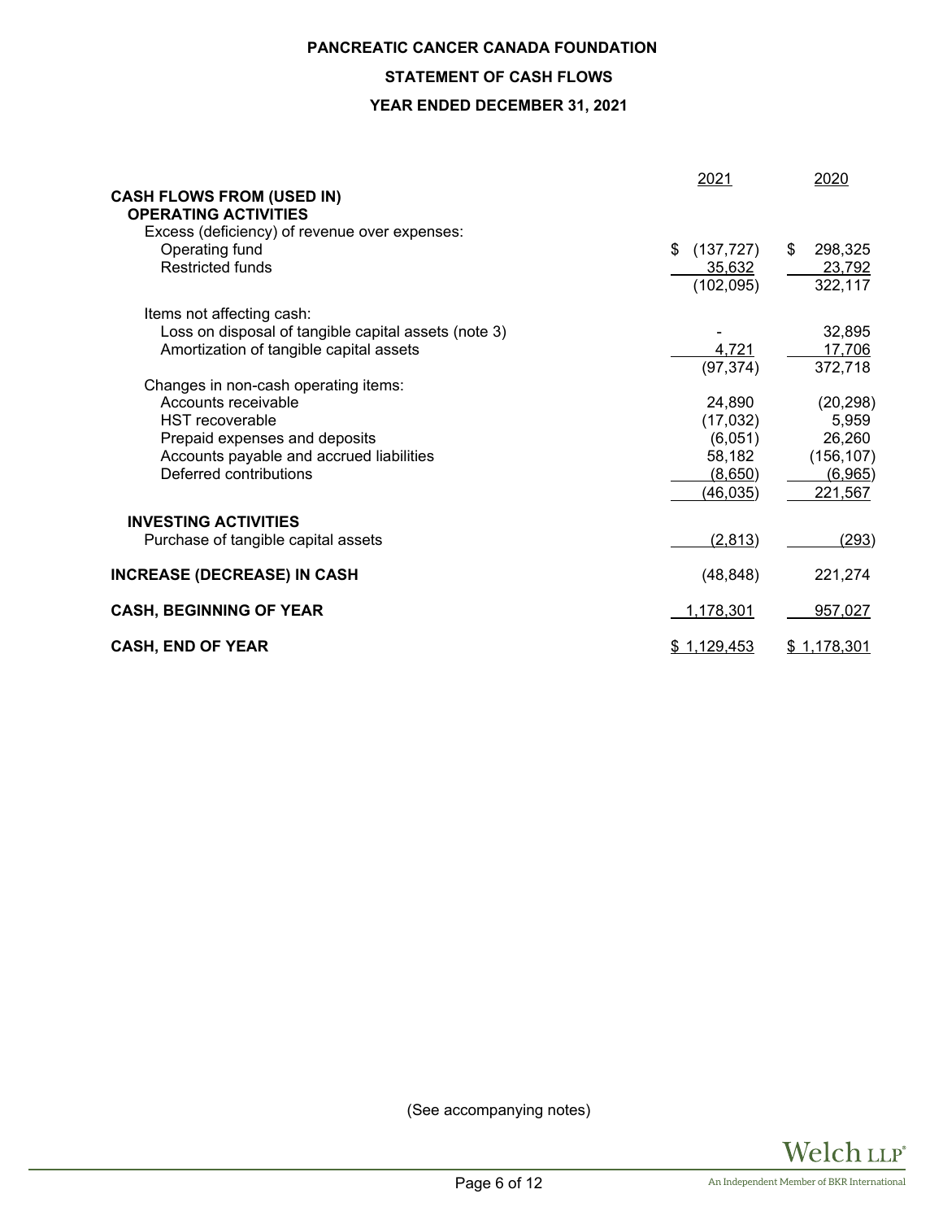**PANCREATIC CANCER CANADA FOUNDATION**

**STATEMENT OF CASH FLOWS**

**YEAR ENDED DECEMBER 31, 2021**

| | 2021 | 2020 |
|---|---|---|
| **CASH FLOWS FROM (USED IN)** | | |
| **OPERATING ACTIVITIES** | | |
| Excess (deficiency) of revenue over expenses: | | |
| Operating fund | $ (137,727) | $ 298,325 |
| Restricted funds | 35,632 | 23,792 |
| | (102,095) | 322,117 |
| Items not affecting cash: | | |
| Loss on disposal of tangible capital assets (note 3) | - | 32,895 |
| Amortization of tangible capital assets | 4,721 | 17,706 |
| | (97,374) | 372,718 |
| Changes in non-cash operating items: | | |
| Accounts receivable | 24,890 | (20,298) |
| HST recoverable | (17,032) | 5,959 |
| Prepaid expenses and deposits | (6,051) | 26,260 |
| Accounts payable and accrued liabilities | 58,182 | (156,107) |
| Deferred contributions | (8,650) | (6,965) |
| | (46,035) | 221,567 |
| **INVESTING ACTIVITIES** | | |
| Purchase of tangible capital assets | (2,813) | (293) |
| **INCREASE (DECREASE) IN CASH** | (48,848) | 221,274 |
| **CASH, BEGINNING OF YEAR** | 1,178,301 | 957,027 |
| **CASH, END OF YEAR** | $ 1,129,453 | $ 1,178,301 |

(See accompanying notes)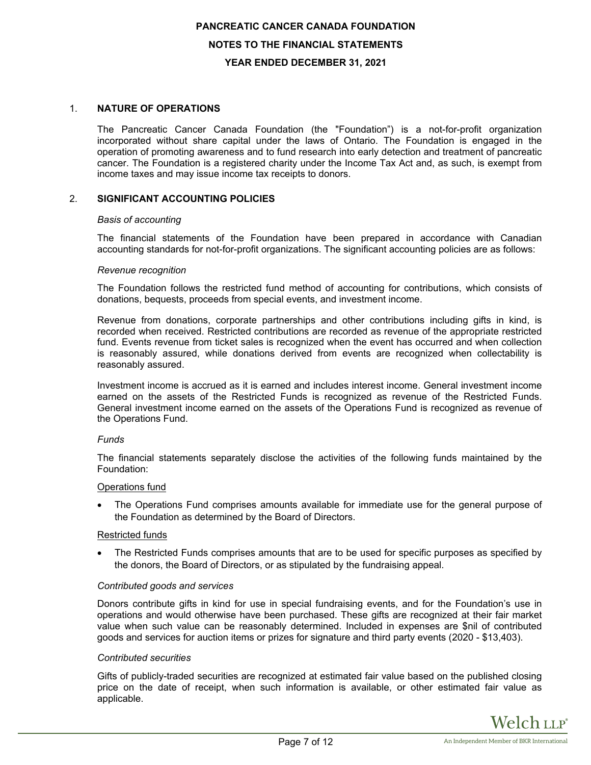# PANCREATIC CANCER CANADA FOUNDATION

## NOTES TO THE FINANCIAL STATEMENTS

## YEAR ENDED DECEMBER 31, 2021

### 1. NATURE OF OPERATIONS

The Pancreatic Cancer Canada Foundation (the "Foundation") is a not-for-profit organization incorporated without share capital under the laws of Ontario. The Foundation is engaged in the operation of promoting awareness and to fund research into early detection and treatment of pancreatic cancer. The Foundation is a registered charity under the Income Tax Act and, as such, is exempt from income taxes and may issue income tax receipts to donors.

### 2. SIGNIFICANT ACCOUNTING POLICIES

*Basis of accounting*

The financial statements of the Foundation have been prepared in accordance with Canadian accounting standards for not-for-profit organizations. The significant accounting policies are as follows:

*Revenue recognition*

The Foundation follows the restricted fund method of accounting for contributions, which consists of donations, bequests, proceeds from special events, and investment income.

Revenue from donations, corporate partnerships and other contributions including gifts in kind, is recorded when received. Restricted contributions are recorded as revenue of the appropriate restricted fund. Events revenue from ticket sales is recognized when the event has occurred and when collection is reasonably assured, while donations derived from events are recognized when collectability is reasonably assured.

Investment income is accrued as it is earned and includes interest income. General investment income earned on the assets of the Restricted Funds is recognized as revenue of the Restricted Funds. General investment income earned on the assets of the Operations Fund is recognized as revenue of the Operations Fund.

*Funds*

The financial statements separately disclose the activities of the following funds maintained by the Foundation:

Operations fund

- The Operations Fund comprises amounts available for immediate use for the general purpose of the Foundation as determined by the Board of Directors.

Restricted funds

- The Restricted Funds comprises amounts that are to be used for specific purposes as specified by the donors, the Board of Directors, or as stipulated by the fundraising appeal.

*Contributed goods and services*

Donors contribute gifts in kind for use in special fundraising events, and for the Foundation's use in operations and would otherwise have been purchased. These gifts are recognized at their fair market value when such value can be reasonably determined. Included in expenses are $nil of contributed goods and services for auction items or prizes for signature and third party events (2020 - $13,403).

*Contributed securities*

Gifts of publicly-traded securities are recognized at estimated fair value based on the published closing price on the date of receipt, when such information is available, or other estimated fair value as applicable.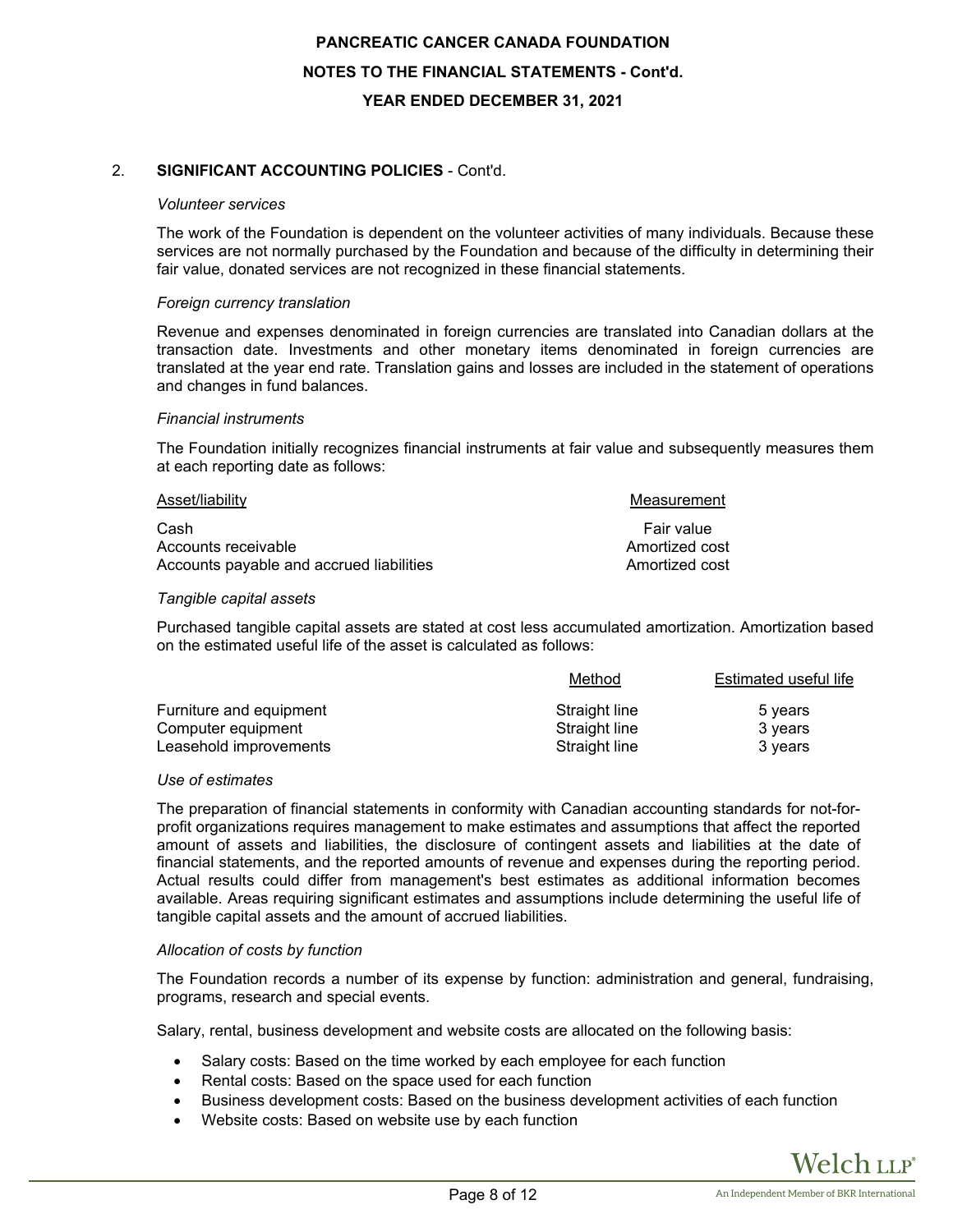## 2. SIGNIFICANT ACCOUNTING POLICIES - Cont'd.

*Volunteer services*

The work of the Foundation is dependent on the volunteer activities of many individuals. Because these services are not normally purchased by the Foundation and because of the difficulty in determining their fair value, donated services are not recognized in these financial statements.

*Foreign currency translation*

Revenue and expenses denominated in foreign currencies are translated into Canadian dollars at the transaction date. Investments and other monetary items denominated in foreign currencies are translated at the year end rate. Translation gains and losses are included in the statement of operations and changes in fund balances.

*Financial instruments*

The Foundation initially recognizes financial instruments at fair value and subsequently measures them at each reporting date as follows:

| Asset/liability | Measurement |
|---|---|
| Cash | Fair value |
| Accounts receivable | Amortized cost |
| Accounts payable and accrued liabilities | Amortized cost |

*Tangible capital assets*

Purchased tangible capital assets are stated at cost less accumulated amortization. Amortization based on the estimated useful life of the asset is calculated as follows:

| | Method | Estimated useful life |
|---|---|---|
| Furniture and equipment | Straight line | 5 years |
| Computer equipment | Straight line | 3 years |
| Leasehold improvements | Straight line | 3 years |

*Use of estimates*

The preparation of financial statements in conformity with Canadian accounting standards for not-for-profit organizations requires management to make estimates and assumptions that affect the reported amount of assets and liabilities, the disclosure of contingent assets and liabilities at the date of financial statements, and the reported amounts of revenue and expenses during the reporting period. Actual results could differ from management's best estimates as additional information becomes available. Areas requiring significant estimates and assumptions include determining the useful life of tangible capital assets and the amount of accrued liabilities.

*Allocation of costs by function*

The Foundation records a number of its expense by function: administration and general, fundraising, programs, research and special events.

Salary, rental, business development and website costs are allocated on the following basis:

- Salary costs: Based on the time worked by each employee for each function
- Rental costs: Based on the space used for each function
- Business development costs: Based on the business development activities of each function
- Website costs: Based on website use by each function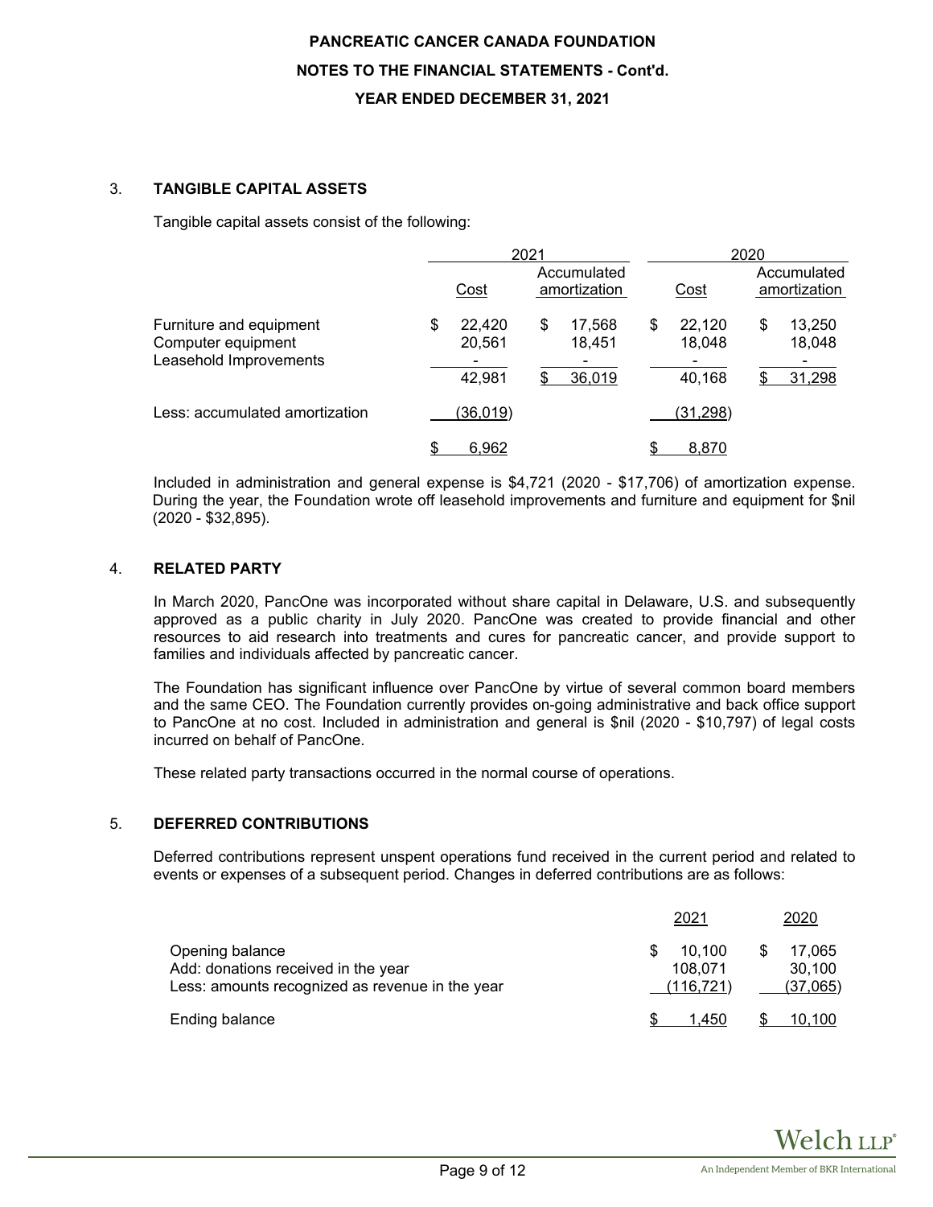### 3. TANGIBLE CAPITAL ASSETS

Tangible capital assets consist of the following:

| | 2021 | | 2020 | |
|---|---|---|---|---|
| | Cost | Accumulated amortization | Cost | Accumulated amortization |
| Furniture and equipment | $ 22,420 | $ 17,568 | $ 22,120 | $ 13,250 |
| Computer equipment | 20,561 | 18,451 | 18,048 | 18,048 |
| Leasehold Improvements | - | - | - | - |
| | 42,981 | $ 36,019 | 40,168 | $ 31,298 |
| Less: accumulated amortization | (36,019) | | (31,298) | |
| | $ 6,962 | | $ 8,870 | |

Included in administration and general expense is $4,721 (2020 - $17,706) of amortization expense. During the year, the Foundation wrote off leasehold improvements and furniture and equipment for $nil (2020 - $32,895).

### 4. RELATED PARTY

In March 2020, PancOne was incorporated without share capital in Delaware, U.S. and subsequently approved as a public charity in July 2020. PancOne was created to provide financial and other resources to aid research into treatments and cures for pancreatic cancer, and provide support to families and individuals affected by pancreatic cancer.

The Foundation has significant influence over PancOne by virtue of several common board members and the same CEO. The Foundation currently provides on-going administrative and back office support to PancOne at no cost. Included in administration and general is $nil (2020 - $10,797) of legal costs incurred on behalf of PancOne.

These related party transactions occurred in the normal course of operations.

### 5. DEFERRED CONTRIBUTIONS

Deferred contributions represent unspent operations fund received in the current period and related to events or expenses of a subsequent period. Changes in deferred contributions are as follows:

| | 2021 | 2020 |
|---|---|---|
| Opening balance | $ 10,100 | $ 17,065 |
| Add: donations received in the year | 108,071 | 30,100 |
| Less: amounts recognized as revenue in the year | (116,721) | (37,065) |
| Ending balance | $ 1,450 | $ 10,100 |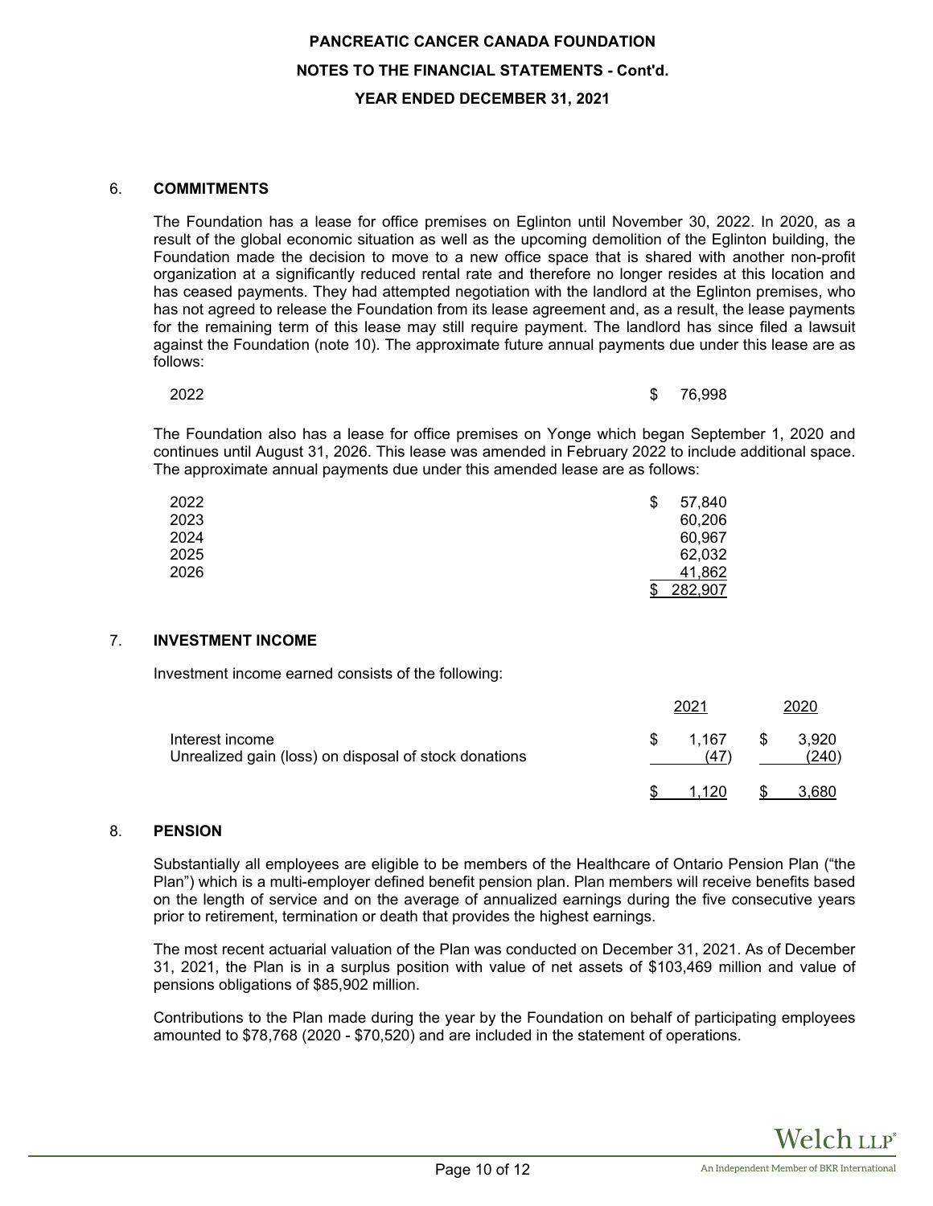## 6. COMMITMENTS

The Foundation has a lease for office premises on Eglinton until November 30, 2022. In 2020, as a result of the global economic situation as well as the upcoming demolition of the Eglinton building, the Foundation made the decision to move to a new office space that is shared with another non-profit organization at a significantly reduced rental rate and therefore no longer resides at this location and has ceased payments. They had attempted negotiation with the landlord at the Eglinton premises, who has not agreed to release the Foundation from its lease agreement and, as a result, the lease payments for the remaining term of this lease may still require payment. The landlord has since filed a lawsuit against the Foundation (note 10). The approximate future annual payments due under this lease are as follows:

| | |
|---|---|
| 2022 | $ 76,998 |

The Foundation also has a lease for office premises on Yonge which began September 1, 2020 and continues until August 31, 2026. This lease was amended in February 2022 to include additional space. The approximate annual payments due under this amended lease are as follows:

| | |
|---|---|
| 2022 | $ 57,840 |
| 2023 | 60,206 |
| 2024 | 60,967 |
| 2025 | 62,032 |
| 2026 | 41,862 |
| | $ 282,907 |

## 7. INVESTMENT INCOME

Investment income earned consists of the following:

| | 2021 | 2020 |
|---|---|---|
| Interest income | $ 1,167 | $ 3,920 |
| Unrealized gain (loss) on disposal of stock donations | (47) | (240) |
| | $ 1,120 | $ 3,680 |

## 8. PENSION

Substantially all employees are eligible to be members of the Healthcare of Ontario Pension Plan ("the Plan") which is a multi-employer defined benefit pension plan. Plan members will receive benefits based on the length of service and on the average of annualized earnings during the five consecutive years prior to retirement, termination or death that provides the highest earnings.

The most recent actuarial valuation of the Plan was conducted on December 31, 2021. As of December 31, 2021, the Plan is in a surplus position with value of net assets of $103,469 million and value of pensions obligations of $85,902 million.

Contributions to the Plan made during the year by the Foundation on behalf of participating employees amounted to $78,768 (2020 - $70,520) and are included in the statement of operations.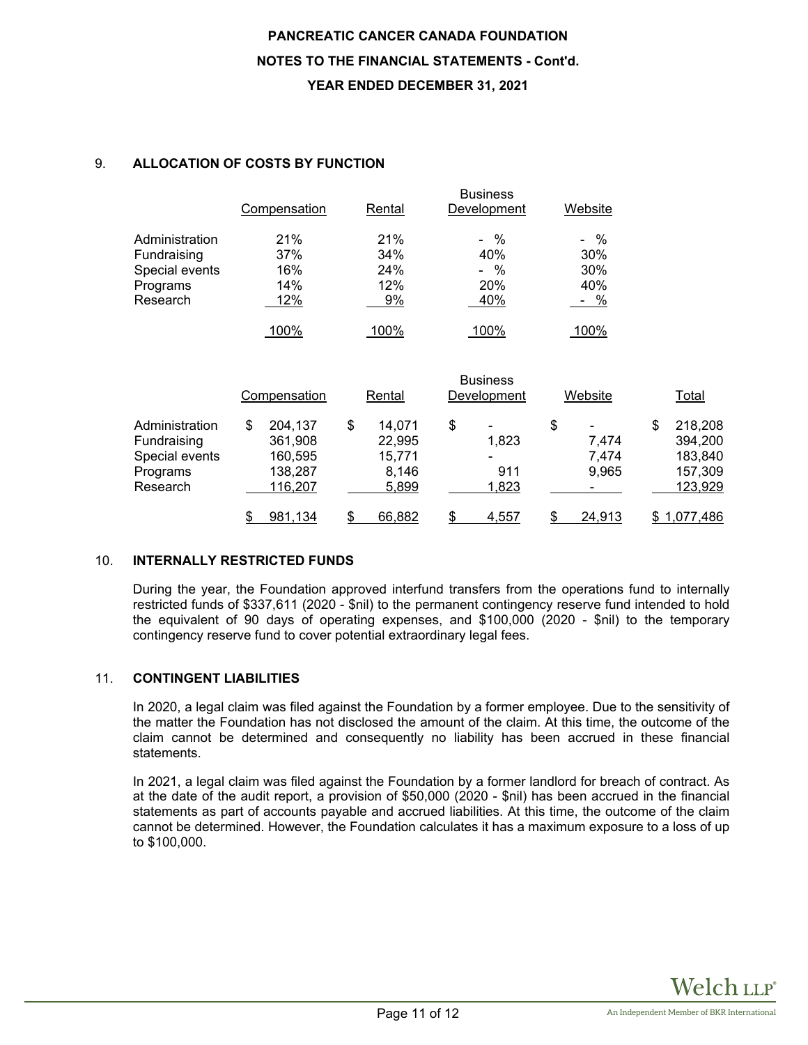# PANCREATIC CANCER CANADA FOUNDATION

## NOTES TO THE FINANCIAL STATEMENTS - Cont'd.

## YEAR ENDED DECEMBER 31, 2021

### 9. ALLOCATION OF COSTS BY FUNCTION

| | Compensation | Rental | Business Development | Website |
|---|---|---|---|---|
| Administration | 21% | 21% | - % | - % |
| Fundraising | 37% | 34% | 40% | 30% |
| Special events | 16% | 24% | - % | 30% |
| Programs | 14% | 12% | 20% | 40% |
| Research | 12% | 9% | 40% | - % |
| | 100% | 100% | 100% | 100% |

| | Compensation | Rental | Business Development | Website | Total |
|---|---|---|---|---|---|
| Administration | $ 204,137 | $ 14,071 | $ - | $ - | $ 218,208 |
| Fundraising | 361,908 | 22,995 | 1,823 | 7,474 | 394,200 |
| Special events | 160,595 | 15,771 | - | 7,474 | 183,840 |
| Programs | 138,287 | 8,146 | 911 | 9,965 | 157,309 |
| Research | 116,207 | 5,899 | 1,823 | - | 123,929 |
| | $ 981,134 | $ 66,882 | $ 4,557 | $ 24,913 | $ 1,077,486 |

### 10. INTERNALLY RESTRICTED FUNDS

During the year, the Foundation approved interfund transfers from the operations fund to internally restricted funds of $337,611 (2020 - $nil) to the permanent contingency reserve fund intended to hold the equivalent of 90 days of operating expenses, and $100,000 (2020 - $nil) to the temporary contingency reserve fund to cover potential extraordinary legal fees.

### 11. CONTINGENT LIABILITIES

In 2020, a legal claim was filed against the Foundation by a former employee. Due to the sensitivity of the matter the Foundation has not disclosed the amount of the claim. At this time, the outcome of the claim cannot be determined and consequently no liability has been accrued in these financial statements.

In 2021, a legal claim was filed against the Foundation by a former landlord for breach of contract. As at the date of the audit report, a provision of $50,000 (2020 - $nil) has been accrued in the financial statements as part of accounts payable and accrued liabilities. At this time, the outcome of the claim cannot be determined. However, the Foundation calculates it has a maximum exposure to a loss of up to $100,000.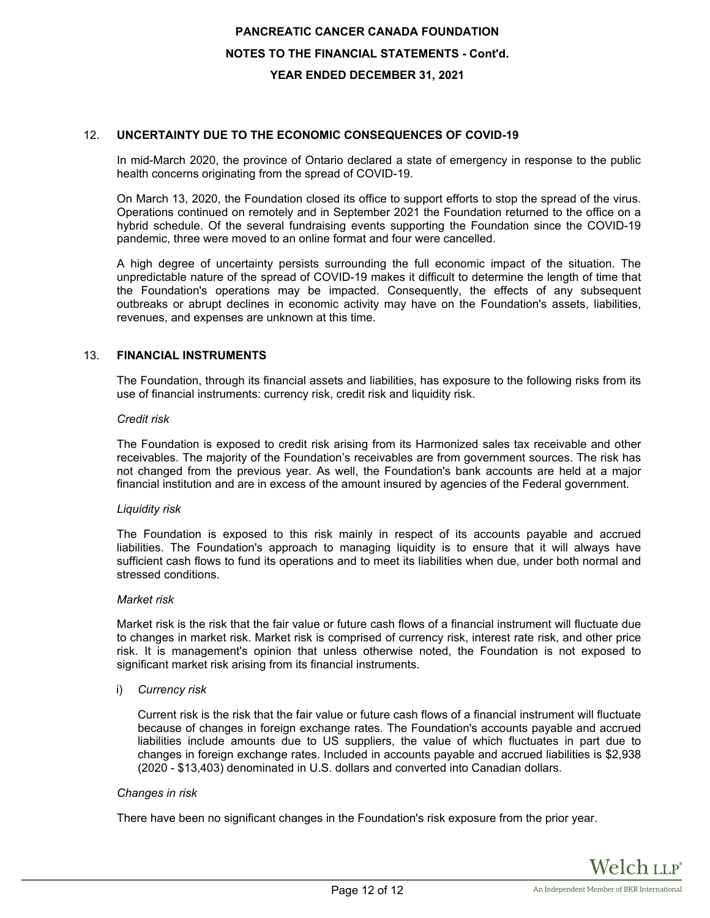## 12. UNCERTAINTY DUE TO THE ECONOMIC CONSEQUENCES OF COVID-19

In mid-March 2020, the province of Ontario declared a state of emergency in response to the public health concerns originating from the spread of COVID-19.

On March 13, 2020, the Foundation closed its office to support efforts to stop the spread of the virus. Operations continued on remotely and in September 2021 the Foundation returned to the office on a hybrid schedule. Of the several fundraising events supporting the Foundation since the COVID-19 pandemic, three were moved to an online format and four were cancelled.

A high degree of uncertainty persists surrounding the full economic impact of the situation. The unpredictable nature of the spread of COVID-19 makes it difficult to determine the length of time that the Foundation's operations may be impacted. Consequently, the effects of any subsequent outbreaks or abrupt declines in economic activity may have on the Foundation's assets, liabilities, revenues, and expenses are unknown at this time.

## 13. FINANCIAL INSTRUMENTS

The Foundation, through its financial assets and liabilities, has exposure to the following risks from its use of financial instruments: currency risk, credit risk and liquidity risk.

*Credit risk*

The Foundation is exposed to credit risk arising from its Harmonized sales tax receivable and other receivables. The majority of the Foundation's receivables are from government sources. The risk has not changed from the previous year. As well, the Foundation's bank accounts are held at a major financial institution and are in excess of the amount insured by agencies of the Federal government.

*Liquidity risk*

The Foundation is exposed to this risk mainly in respect of its accounts payable and accrued liabilities. The Foundation's approach to managing liquidity is to ensure that it will always have sufficient cash flows to fund its operations and to meet its liabilities when due, under both normal and stressed conditions.

*Market risk*

Market risk is the risk that the fair value or future cash flows of a financial instrument will fluctuate due to changes in market risk. Market risk is comprised of currency risk, interest rate risk, and other price risk. It is management's opinion that unless otherwise noted, the Foundation is not exposed to significant market risk arising from its financial instruments.

i) *Currency risk*

Current risk is the risk that the fair value or future cash flows of a financial instrument will fluctuate because of changes in foreign exchange rates. The Foundation's accounts payable and accrued liabilities include amounts due to US suppliers, the value of which fluctuates in part due to changes in foreign exchange rates. Included in accounts payable and accrued liabilities is $2,938 (2020 - $13,403) denominated in U.S. dollars and converted into Canadian dollars.

*Changes in risk*

There have been no significant changes in the Foundation's risk exposure from the prior year.